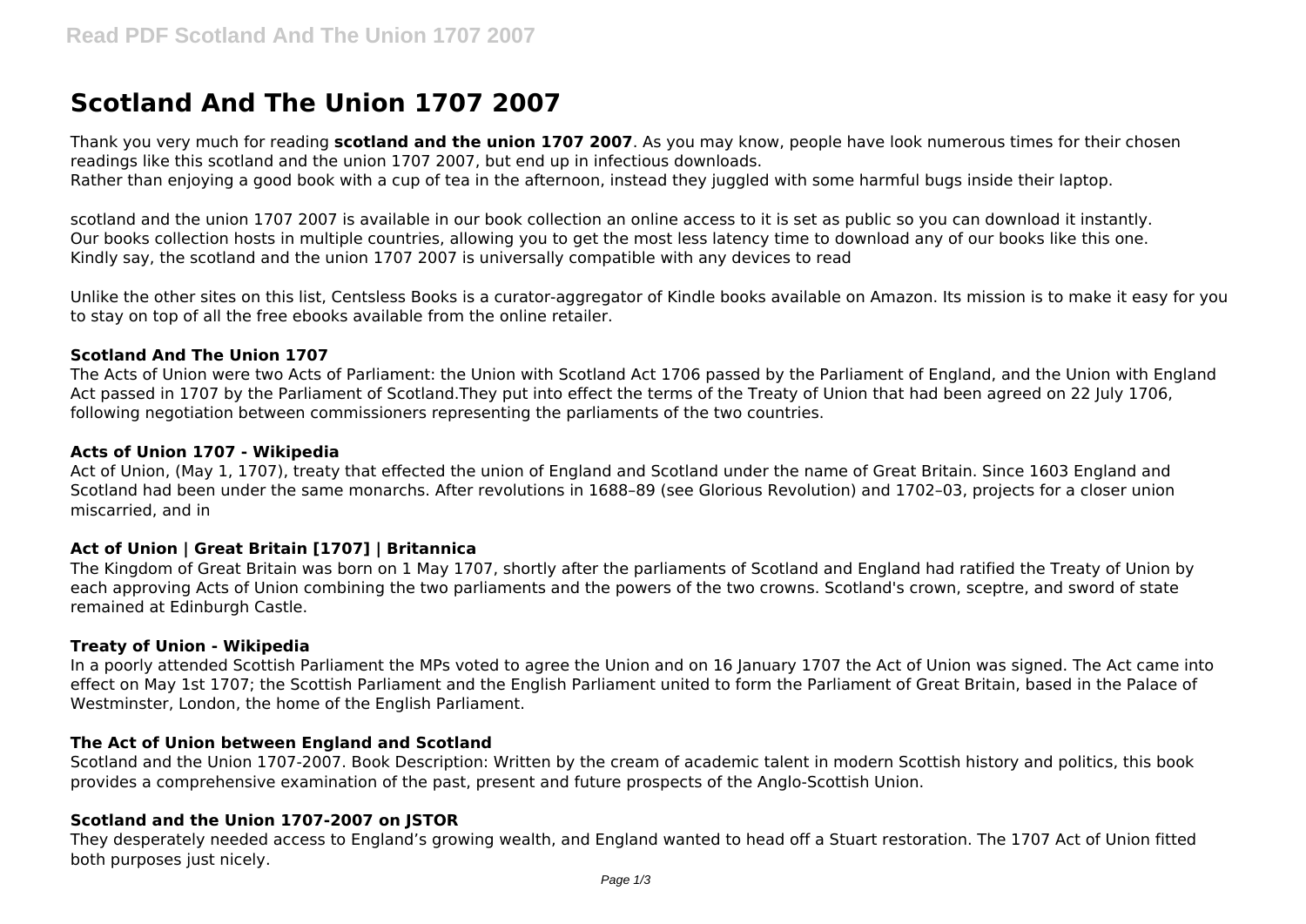# Scotland And The Union 1707 2007

Thank you very much for reading **scotland and the union 1707 2007**. As you may know, people have look numerous times for their chosen readings like this scotland and the union 1707 2007, but end up in infectious downloads.
Rather than enjoying a good book with a cup of tea in the afternoon, instead they juggled with some harmful bugs inside their laptop.

scotland and the union 1707 2007 is available in our book collection an online access to it is set as public so you can download it instantly.
Our books collection hosts in multiple countries, allowing you to get the most less latency time to download any of our books like this one.
Kindly say, the scotland and the union 1707 2007 is universally compatible with any devices to read

Unlike the other sites on this list, Centsless Books is a curator-aggregator of Kindle books available on Amazon. Its mission is to make it easy for you to stay on top of all the free ebooks available from the online retailer.

### Scotland And The Union 1707

The Acts of Union were two Acts of Parliament: the Union with Scotland Act 1706 passed by the Parliament of England, and the Union with England Act passed in 1707 by the Parliament of Scotland.They put into effect the terms of the Treaty of Union that had been agreed on 22 July 1706, following negotiation between commissioners representing the parliaments of the two countries.

### Acts of Union 1707 - Wikipedia

Act of Union, (May 1, 1707), treaty that effected the union of England and Scotland under the name of Great Britain. Since 1603 England and Scotland had been under the same monarchs. After revolutions in 1688–89 (see Glorious Revolution) and 1702–03, projects for a closer union miscarried, and in

### Act of Union | Great Britain [1707] | Britannica

The Kingdom of Great Britain was born on 1 May 1707, shortly after the parliaments of Scotland and England had ratified the Treaty of Union by each approving Acts of Union combining the two parliaments and the powers of the two crowns. Scotland's crown, sceptre, and sword of state remained at Edinburgh Castle.

### Treaty of Union - Wikipedia

In a poorly attended Scottish Parliament the MPs voted to agree the Union and on 16 January 1707 the Act of Union was signed. The Act came into effect on May 1st 1707; the Scottish Parliament and the English Parliament united to form the Parliament of Great Britain, based in the Palace of Westminster, London, the home of the English Parliament.

### The Act of Union between England and Scotland

Scotland and the Union 1707-2007. Book Description: Written by the cream of academic talent in modern Scottish history and politics, this book provides a comprehensive examination of the past, present and future prospects of the Anglo-Scottish Union.

### Scotland and the Union 1707-2007 on JSTOR

They desperately needed access to England's growing wealth, and England wanted to head off a Stuart restoration. The 1707 Act of Union fitted both purposes just nicely.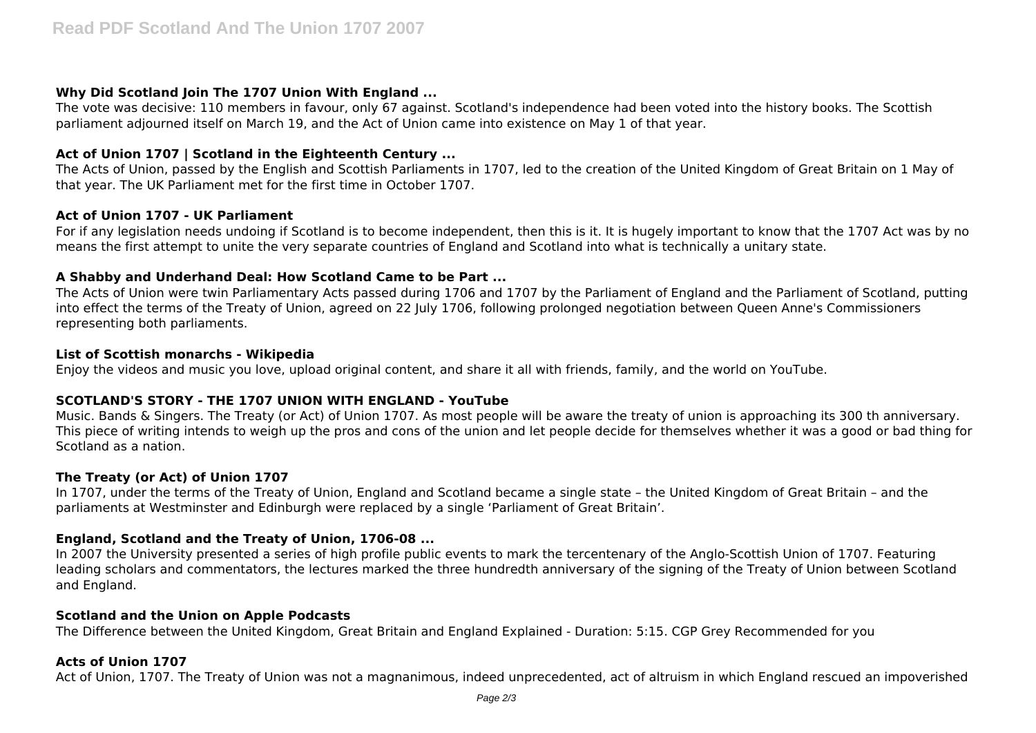### Why Did Scotland Join The 1707 Union With England ...

The vote was decisive: 110 members in favour, only 67 against. Scotland's independence had been voted into the history books. The Scottish parliament adjourned itself on March 19, and the Act of Union came into existence on May 1 of that year.

### Act of Union 1707 | Scotland in the Eighteenth Century ...

The Acts of Union, passed by the English and Scottish Parliaments in 1707, led to the creation of the United Kingdom of Great Britain on 1 May of that year. The UK Parliament met for the first time in October 1707.

### Act of Union 1707 - UK Parliament

For if any legislation needs undoing if Scotland is to become independent, then this is it. It is hugely important to know that the 1707 Act was by no means the first attempt to unite the very separate countries of England and Scotland into what is technically a unitary state.

### A Shabby and Underhand Deal: How Scotland Came to be Part ...

The Acts of Union were twin Parliamentary Acts passed during 1706 and 1707 by the Parliament of England and the Parliament of Scotland, putting into effect the terms of the Treaty of Union, agreed on 22 July 1706, following prolonged negotiation between Queen Anne's Commissioners representing both parliaments.

### List of Scottish monarchs - Wikipedia

Enjoy the videos and music you love, upload original content, and share it all with friends, family, and the world on YouTube.

### SCOTLAND'S STORY - THE 1707 UNION WITH ENGLAND - YouTube

Music. Bands & Singers. The Treaty (or Act) of Union 1707. As most people will be aware the treaty of union is approaching its 300 th anniversary. This piece of writing intends to weigh up the pros and cons of the union and let people decide for themselves whether it was a good or bad thing for Scotland as a nation.

### The Treaty (or Act) of Union 1707

In 1707, under the terms of the Treaty of Union, England and Scotland became a single state – the United Kingdom of Great Britain – and the parliaments at Westminster and Edinburgh were replaced by a single 'Parliament of Great Britain'.

### England, Scotland and the Treaty of Union, 1706-08 ...

In 2007 the University presented a series of high profile public events to mark the tercentenary of the Anglo-Scottish Union of 1707. Featuring leading scholars and commentators, the lectures marked the three hundredth anniversary of the signing of the Treaty of Union between Scotland and England.

### Scotland and the Union on Apple Podcasts

The Difference between the United Kingdom, Great Britain and England Explained - Duration: 5:15. CGP Grey Recommended for you

### Acts of Union 1707

Act of Union, 1707. The Treaty of Union was not a magnanimous, indeed unprecedented, act of altruism in which England rescued an impoverished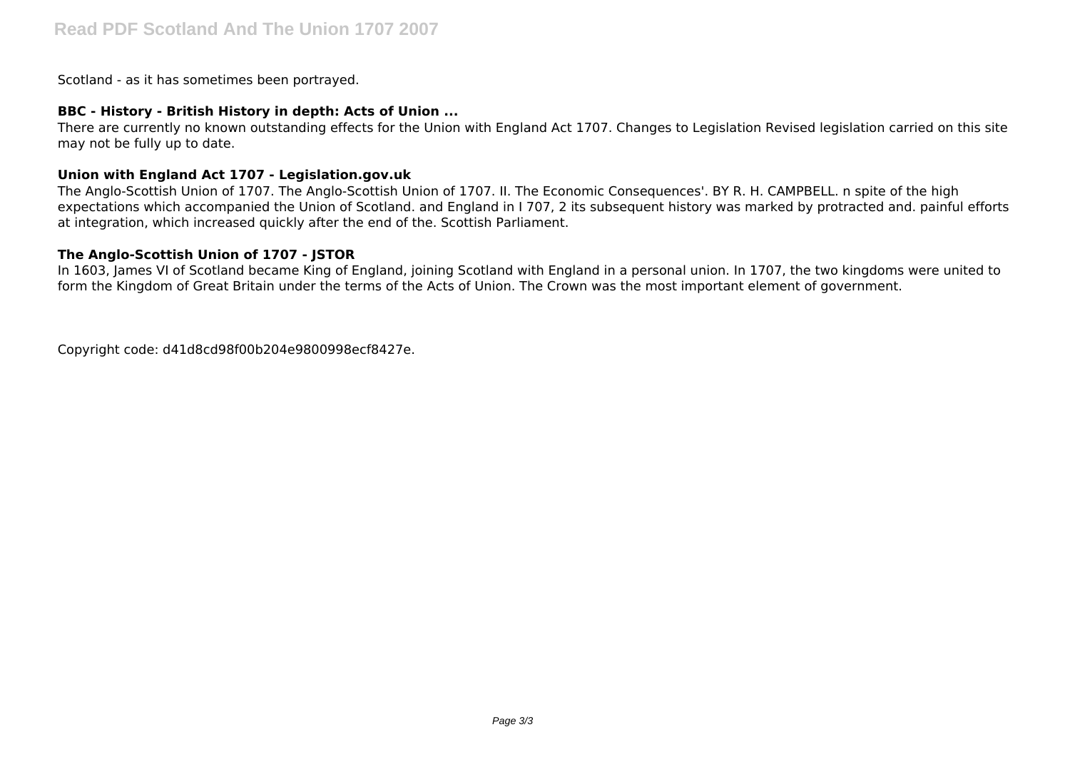Scotland - as it has sometimes been portrayed.

**BBC - History - British History in depth: Acts of Union ...**

There are currently no known outstanding effects for the Union with England Act 1707. Changes to Legislation Revised legislation carried on this site may not be fully up to date.

**Union with England Act 1707 - Legislation.gov.uk**

The Anglo-Scottish Union of 1707. The Anglo-Scottish Union of 1707. II. The Economic Consequences'. BY R. H. CAMPBELL. n spite of the high expectations which accompanied the Union of Scotland. and England in I 707, 2 its subsequent history was marked by protracted and. painful efforts at integration, which increased quickly after the end of the. Scottish Parliament.

**The Anglo-Scottish Union of 1707 - JSTOR**

In 1603, James VI of Scotland became King of England, joining Scotland with England in a personal union. In 1707, the two kingdoms were united to form the Kingdom of Great Britain under the terms of the Acts of Union. The Crown was the most important element of government.

Copyright code: d41d8cd98f00b204e9800998ecf8427e.